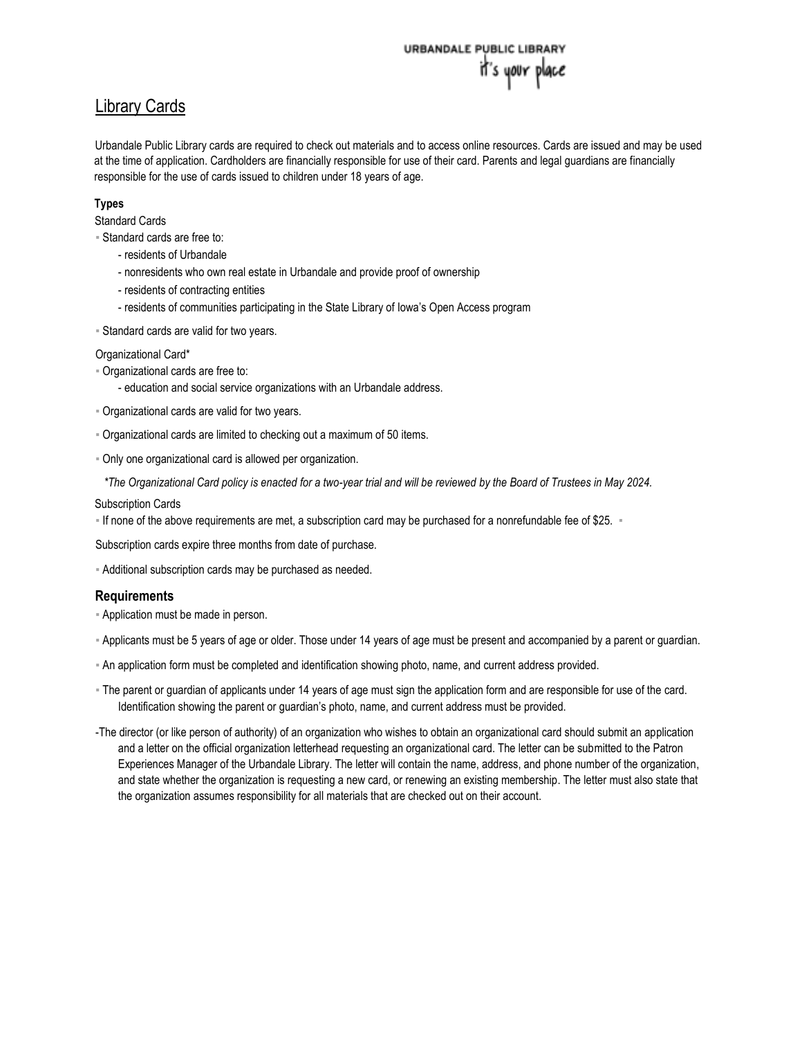URBANDALE PUBLIC LIBRARY
it's your place

# Library Cards

Urbandale Public Library cards are required to check out materials and to access online resources. Cards are issued and may be used at the time of application. Cardholders are financially responsible for use of their card. Parents and legal guardians are financially responsible for the use of cards issued to children under 18 years of age.

### Types

Standard Cards

- Standard cards are free to:
  - residents of Urbandale
  - nonresidents who own real estate in Urbandale and provide proof of ownership
  - residents of contracting entities
  - residents of communities participating in the State Library of Iowa's Open Access program
- Standard cards are valid for two years.

Organizational Card*

- Organizational cards are free to:
  - education and social service organizations with an Urbandale address.
- Organizational cards are valid for two years.
- Organizational cards are limited to checking out a maximum of 50 items.
- Only one organizational card is allowed per organization.

*\*The Organizational Card policy is enacted for a two-year trial and will be reviewed by the Board of Trustees in May 2024.*

Subscription Cards

- If none of the above requirements are met, a subscription card may be purchased for a nonrefundable fee of $25.

Subscription cards expire three months from date of purchase.

- Additional subscription cards may be purchased as needed.

## Requirements

- Application must be made in person.
- Applicants must be 5 years of age or older. Those under 14 years of age must be present and accompanied by a parent or guardian.
- An application form must be completed and identification showing photo, name, and current address provided.
- The parent or guardian of applicants under 14 years of age must sign the application form and are responsible for use of the card. Identification showing the parent or guardian's photo, name, and current address must be provided.

-The director (or like person of authority) of an organization who wishes to obtain an organizational card should submit an application and a letter on the official organization letterhead requesting an organizational card. The letter can be submitted to the Patron Experiences Manager of the Urbandale Library. The letter will contain the name, address, and phone number of the organization, and state whether the organization is requesting a new card, or renewing an existing membership. The letter must also state that the organization assumes responsibility for all materials that are checked out on their account.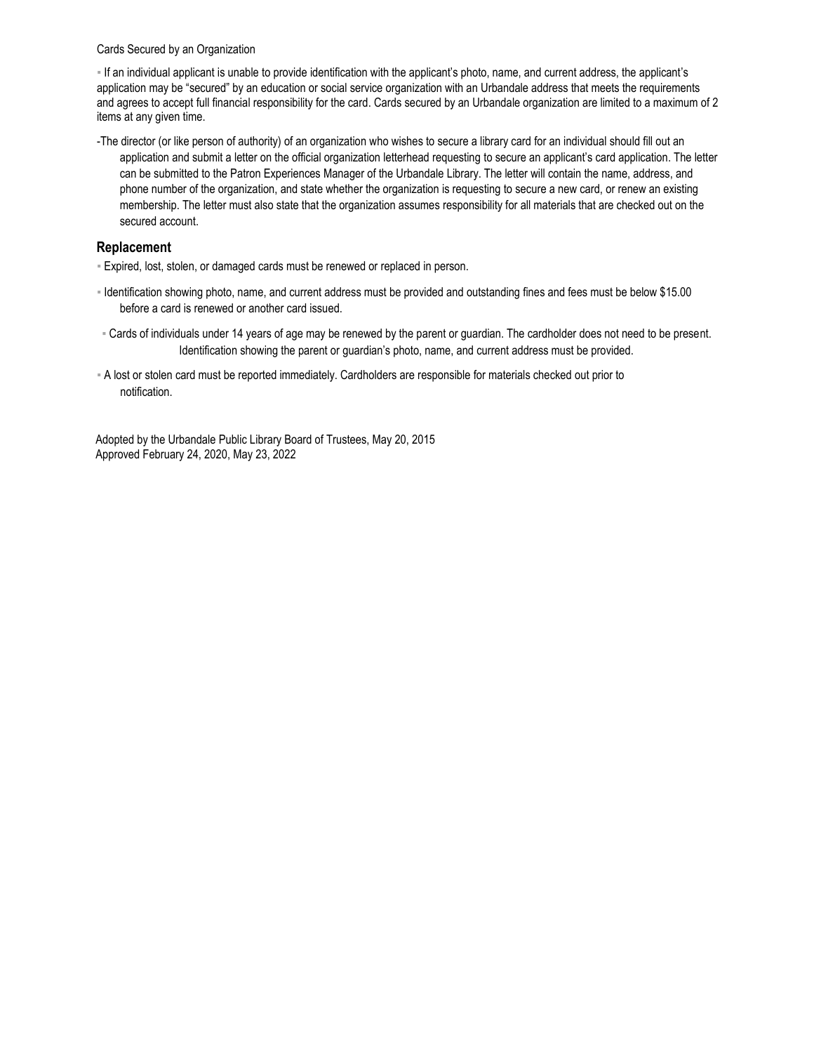Cards Secured by an Organization

- If an individual applicant is unable to provide identification with the applicant's photo, name, and current address, the applicant's application may be "secured" by an education or social service organization with an Urbandale address that meets the requirements and agrees to accept full financial responsibility for the card. Cards secured by an Urbandale organization are limited to a maximum of 2 items at any given time.

-The director (or like person of authority) of an organization who wishes to secure a library card for an individual should fill out an application and submit a letter on the official organization letterhead requesting to secure an applicant's card application. The letter can be submitted to the Patron Experiences Manager of the Urbandale Library. The letter will contain the name, address, and phone number of the organization, and state whether the organization is requesting to secure a new card, or renew an existing membership. The letter must also state that the organization assumes responsibility for all materials that are checked out on the secured account.

## Replacement

- Expired, lost, stolen, or damaged cards must be renewed or replaced in person.
- Identification showing photo, name, and current address must be provided and outstanding fines and fees must be below $15.00 before a card is renewed or another card issued.
- Cards of individuals under 14 years of age may be renewed by the parent or guardian. The cardholder does not need to be present. Identification showing the parent or guardian's photo, name, and current address must be provided.
- A lost or stolen card must be reported immediately. Cardholders are responsible for materials checked out prior to notification.

Adopted by the Urbandale Public Library Board of Trustees, May 20, 2015
Approved February 24, 2020, May 23, 2022